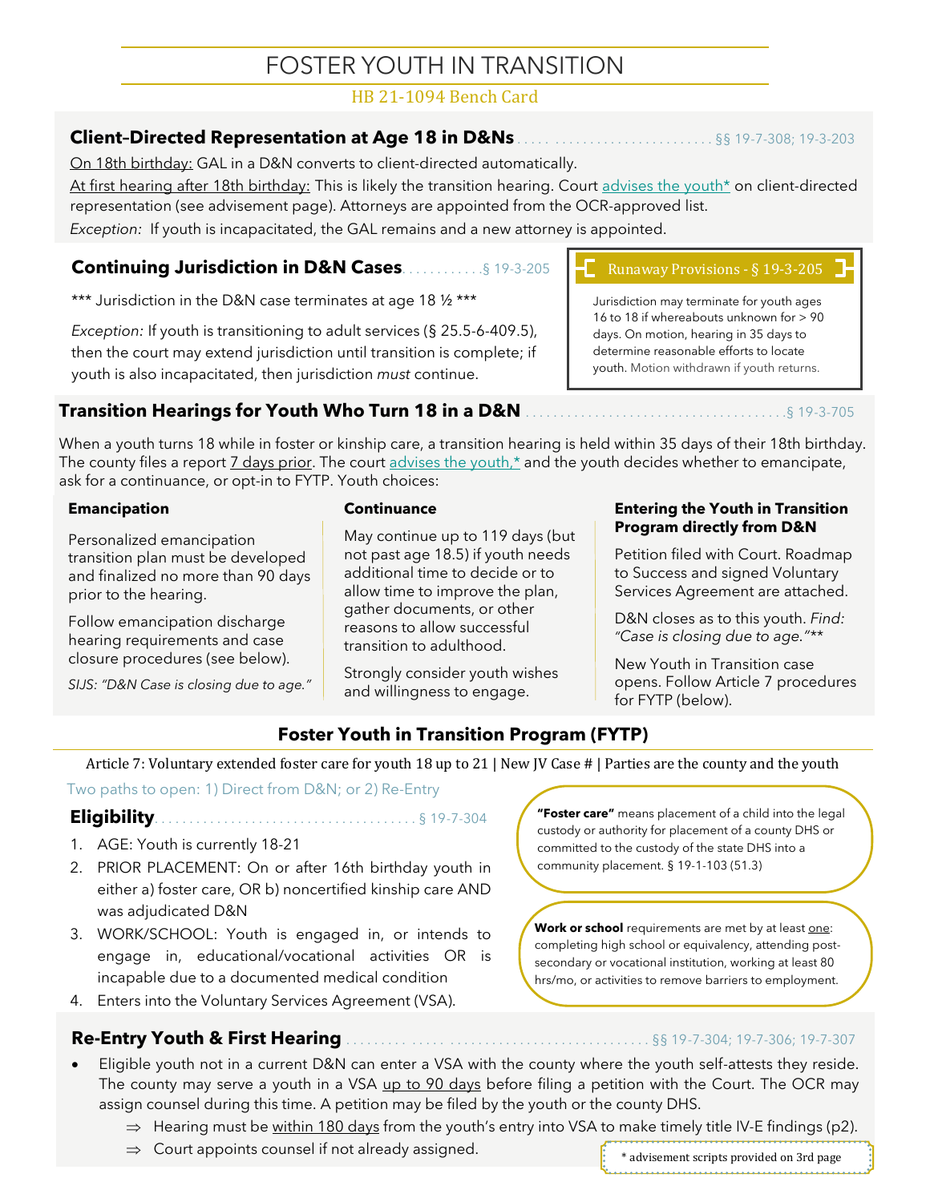# FOSTER YOUTH IN TRANSITION

HB 21-1094 Bench Card

## Client–Directed Representation at Age 18 in D&Ns ........ §§ 19-7-308; 19-3-203

On 18th birthday: GAL in a D&N converts to client-directed automatically.

At first hearing after 18th birthday: This is likely the transition hearing. Court advises the youth* on client-directed representation (see advisement page). Attorneys are appointed from the OCR-approved list.

*Exception:* If youth is incapacitated, the GAL remains and a new attorney is appointed.

## Continuing Jurisdiction in D&N Cases ........ § 19-3-205

*** Jurisdiction in the D&N case terminates at age 18 ½ ***

*Exception:* If youth is transitioning to adult services (§ 25.5-6-409.5), then the court may extend jurisdiction until transition is complete; if youth is also incapacitated, then jurisdiction *must* continue.

### Runaway Provisions - § 19-3-205

Jurisdiction may terminate for youth ages 16 to 18 if whereabouts unknown for > 90 days. On motion, hearing in 35 days to determine reasonable efforts to locate youth. Motion withdrawn if youth returns.

## Transition Hearings for Youth Who Turn 18 in a D&N ........ § 19-3-705

When a youth turns 18 while in foster or kinship care, a transition hearing is held within 35 days of their 18th birthday. The county files a report 7 days prior. The court advises the youth,* and the youth decides whether to emancipate, ask for a continuance, or opt-in to FYTP. Youth choices:

### Emancipation

Personalized emancipation transition plan must be developed and finalized no more than 90 days prior to the hearing.

Follow emancipation discharge hearing requirements and case closure procedures (see below).

*SIJS: "D&N Case is closing due to age."*

### Continuance

May continue up to 119 days (but not past age 18.5) if youth needs additional time to decide or to allow time to improve the plan, gather documents, or other reasons to allow successful transition to adulthood.

Strongly consider youth wishes and willingness to engage.

### Entering the Youth in Transition Program directly from D&N

Petition filed with Court. Roadmap to Success and signed Voluntary Services Agreement are attached.

D&N closes as to this youth. *Find: "Case is closing due to age."***

New Youth in Transition case opens. Follow Article 7 procedures for FYTP (below).

## Foster Youth in Transition Program (FYTP)

Article 7: Voluntary extended foster care for youth 18 up to 21 | New JV Case # | Parties are the county and the youth

Two paths to open: 1) Direct from D&N; or 2) Re-Entry

### Eligibility ........ § 19-7-304

1. AGE: Youth is currently 18-21
2. PRIOR PLACEMENT: On or after 16th birthday youth in either a) foster care, OR b) noncertified kinship care AND was adjudicated D&N
3. WORK/SCHOOL: Youth is engaged in, or intends to engage in, educational/vocational activities OR is incapable due to a documented medical condition
4. Enters into the Voluntary Services Agreement (VSA).

**"Foster care"** means placement of a child into the legal custody or authority for placement of a county DHS or committed to the custody of the state DHS into a community placement. § 19-1-103 (51.3)

**Work or school** requirements are met by at least one: completing high school or equivalency, attending post-secondary or vocational institution, working at least 80 hrs/mo, or activities to remove barriers to employment.

## Re-Entry Youth & First Hearing ........ §§ 19-7-304; 19-7-306; 19-7-307

- Eligible youth not in a current D&N can enter a VSA with the county where the youth self-attests they reside. The county may serve a youth in a VSA up to 90 days before filing a petition with the Court. The OCR may assign counsel during this time. A petition may be filed by the youth or the county DHS.
  - ⇒ Hearing must be within 180 days from the youth's entry into VSA to make timely title IV-E findings (p2).
  - ⇒ Court appoints counsel if not already assigned.

\* advisement scripts provided on 3rd page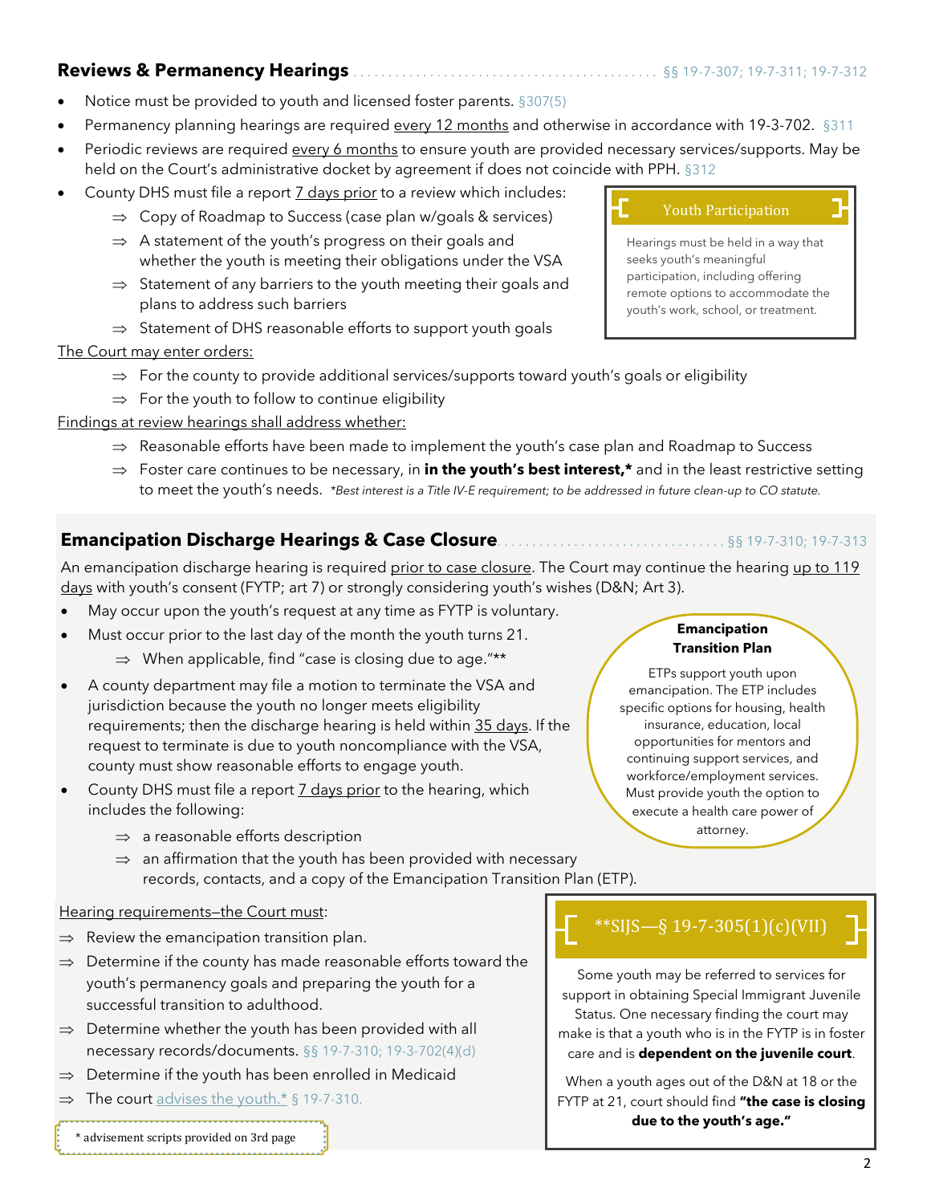## Reviews & Permanency Hearings § 19-7-307; 19-7-311; 19-7-312

- Notice must be provided to youth and licensed foster parents. §307(5)
- Permanency planning hearings are required every 12 months and otherwise in accordance with 19-3-702. §311
- Periodic reviews are required every 6 months to ensure youth are provided necessary services/supports. May be held on the Court's administrative docket by agreement if does not coincide with PPH. §312
- County DHS must file a report 7 days prior to a review which includes:
  - ⇒ Copy of Roadmap to Success (case plan w/goals & services)
  - ⇒ A statement of the youth's progress on their goals and whether the youth is meeting their obligations under the VSA
  - ⇒ Statement of any barriers to the youth meeting their goals and plans to address such barriers
  - ⇒ Statement of DHS reasonable efforts to support youth goals

The Court may enter orders:

- ⇒ For the county to provide additional services/supports toward youth's goals or eligibility
- ⇒ For the youth to follow to continue eligibility

Findings at review hearings shall address whether:

- ⇒ Reasonable efforts have been made to implement the youth's case plan and Roadmap to Success
- ⇒ Foster care continues to be necessary, in **in the youth's best interest,*** and in the least restrictive setting to meet the youth's needs. *\*Best interest is a Title IV-E requirement; to be addressed in future clean-up to CO statute.*

> **Youth Participation**
>
> Hearings must be held in a way that seeks youth's meaningful participation, including offering remote options to accommodate the youth's work, school, or treatment.

## Emancipation Discharge Hearings & Case Closure §§ 19-7-310; 19-7-313

An emancipation discharge hearing is required prior to case closure. The Court may continue the hearing up to 119 days with youth's consent (FYTP; art 7) or strongly considering youth's wishes (D&N; Art 3).

- May occur upon the youth's request at any time as FYTP is voluntary.
- Must occur prior to the last day of the month the youth turns 21.
  - ⇒ When applicable, find "case is closing due to age."**
- A county department may file a motion to terminate the VSA and jurisdiction because the youth no longer meets eligibility requirements; then the discharge hearing is held within 35 days. If the request to terminate is due to youth noncompliance with the VSA, county must show reasonable efforts to engage youth.
- County DHS must file a report 7 days prior to the hearing, which includes the following:
  - ⇒ a reasonable efforts description
  - ⇒ an affirmation that the youth has been provided with necessary records, contacts, and a copy of the Emancipation Transition Plan (ETP).

> **Emancipation Transition Plan**
>
> ETPs support youth upon emancipation. The ETP includes specific options for housing, health insurance, education, local opportunities for mentors and continuing support services, and workforce/employment services. Must provide youth the option to execute a health care power of attorney.

Hearing requirements—the Court must:

- ⇒ Review the emancipation transition plan.
- ⇒ Determine if the county has made reasonable efforts toward the youth's permanency goals and preparing the youth for a successful transition to adulthood.
- ⇒ Determine whether the youth has been provided with all necessary records/documents. §§ 19-7-310; 19-3-702(4)(d)
- ⇒ Determine if the youth has been enrolled in Medicaid
- ⇒ The court advises the youth.* § 19-7-310.

\* advisement scripts provided on 3rd page

> **\*\*SIJS—§ 19-7-305(1)(c)(VII)**
>
> Some youth may be referred to services for support in obtaining Special Immigrant Juvenile Status. One necessary finding the court may make is that a youth who is in the FYTP is in foster care and is **dependent on the juvenile court**.
>
> When a youth ages out of the D&N at 18 or the FYTP at 21, court should find **"the case is closing due to the youth's age."**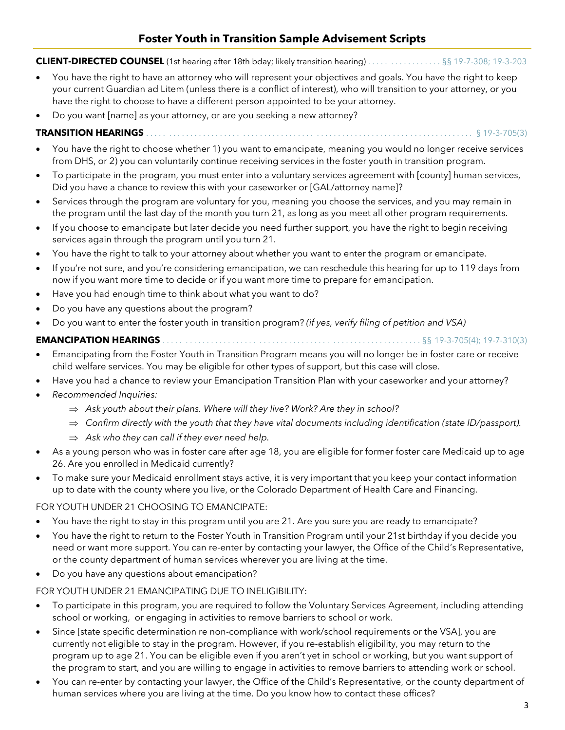## Foster Youth in Transition Sample Advisement Scripts

**CLIENT-DIRECTED COUNSEL** (1st hearing after 18th bday; likely transition hearing) §§ 19-7-308; 19-3-203

- You have the right to have an attorney who will represent your objectives and goals. You have the right to keep your current Guardian ad Litem (unless there is a conflict of interest), who will transition to your attorney, or you have the right to choose to have a different person appointed to be your attorney.
- Do you want [name] as your attorney, or are you seeking a new attorney?

**TRANSITION HEARINGS** § 19-3-705(3)

- You have the right to choose whether 1) you want to emancipate, meaning you would no longer receive services from DHS, or 2) you can voluntarily continue receiving services in the foster youth in transition program.
- To participate in the program, you must enter into a voluntary services agreement with [county] human services, Did you have a chance to review this with your caseworker or [GAL/attorney name]?
- Services through the program are voluntary for you, meaning you choose the services, and you may remain in the program until the last day of the month you turn 21, as long as you meet all other program requirements.
- If you choose to emancipate but later decide you need further support, you have the right to begin receiving services again through the program until you turn 21.
- You have the right to talk to your attorney about whether you want to enter the program or emancipate.
- If you're not sure, and you're considering emancipation, we can reschedule this hearing for up to 119 days from now if you want more time to decide or if you want more time to prepare for emancipation.
- Have you had enough time to think about what you want to do?
- Do you have any questions about the program?
- Do you want to enter the foster youth in transition program? *(if yes, verify filing of petition and VSA)*

**EMANCIPATION HEARINGS** §§ 19-3-705(4); 19-7-310(3)

- Emancipating from the Foster Youth in Transition Program means you will no longer be in foster care or receive child welfare services. You may be eligible for other types of support, but this case will close.
- Have you had a chance to review your Emancipation Transition Plan with your caseworker and your attorney?
- *Recommended Inquiries:*
  - ⇒ *Ask youth about their plans. Where will they live? Work? Are they in school?*
  - ⇒ *Confirm directly with the youth that they have vital documents including identification (state ID/passport).*
  - ⇒ *Ask who they can call if they ever need help.*
- As a young person who was in foster care after age 18, you are eligible for former foster care Medicaid up to age 26. Are you enrolled in Medicaid currently?
- To make sure your Medicaid enrollment stays active, it is very important that you keep your contact information up to date with the county where you live, or the Colorado Department of Health Care and Financing.

FOR YOUTH UNDER 21 CHOOSING TO EMANCIPATE:

- You have the right to stay in this program until you are 21. Are you sure you are ready to emancipate?
- You have the right to return to the Foster Youth in Transition Program until your 21st birthday if you decide you need or want more support. You can re-enter by contacting your lawyer, the Office of the Child's Representative, or the county department of human services wherever you are living at the time.
- Do you have any questions about emancipation?

FOR YOUTH UNDER 21 EMANCIPATING DUE TO INELIGIBILITY:

- To participate in this program, you are required to follow the Voluntary Services Agreement, including attending school or working, or engaging in activities to remove barriers to school or work.
- Since [state specific determination re non-compliance with work/school requirements or the VSA], you are currently not eligible to stay in the program. However, if you re-establish eligibility, you may return to the program up to age 21. You can be eligible even if you aren't yet in school or working, but you want support of the program to start, and you are willing to engage in activities to remove barriers to attending work or school.
- You can re-enter by contacting your lawyer, the Office of the Child's Representative, or the county department of human services where you are living at the time. Do you know how to contact these offices?